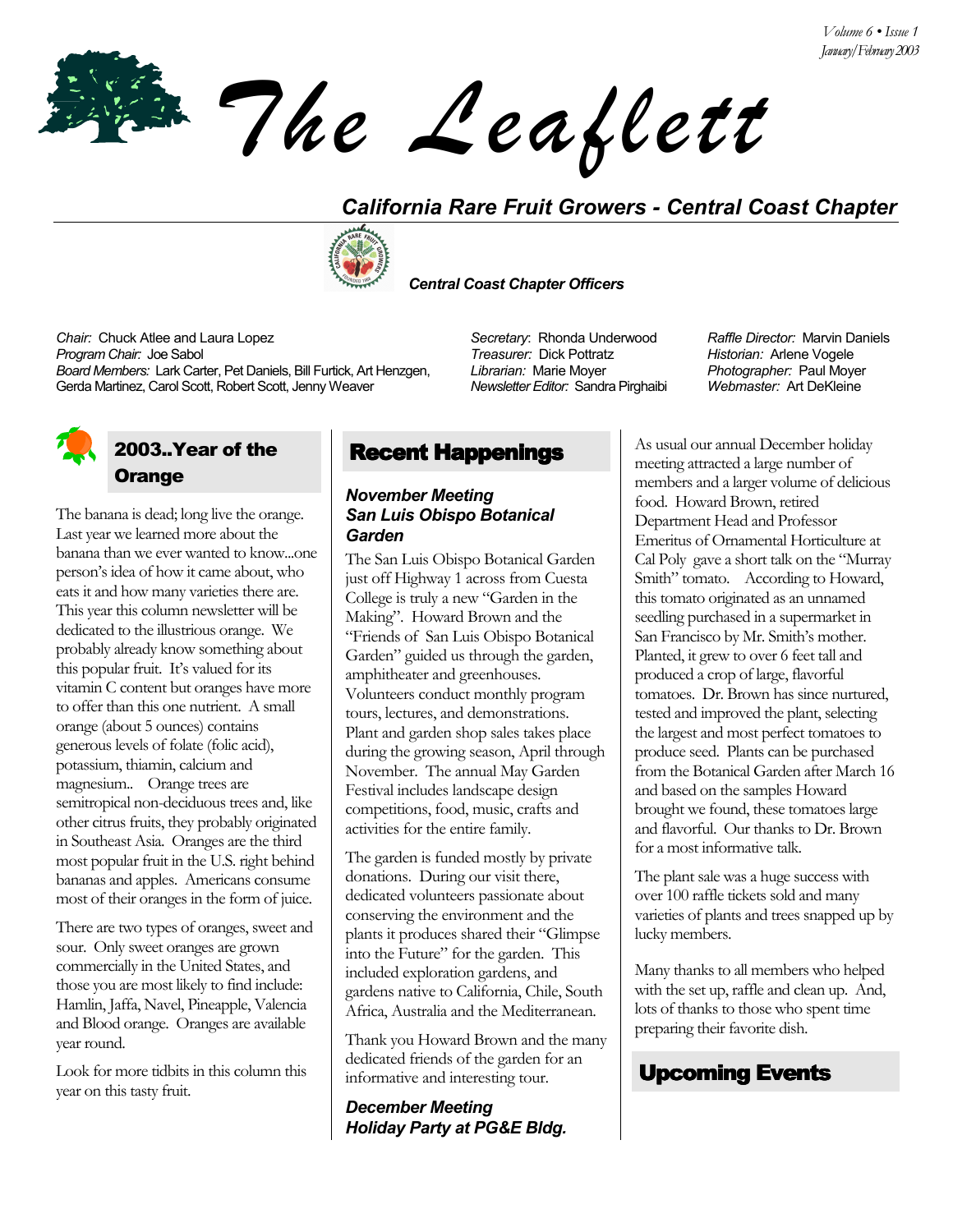# The Leaflett

## California Rare Fruit Growers - Central Coast Chapter

***Central Coast Chapter Officers***

*Chair:* Chuck Atlee and Laura Lopez
*Program Chair:* Joe Sabol
*Board Members:* Lark Carter, Pet Daniels, Bill Furtick, Art Henzgen, Gerda Martinez, Carol Scott, Robert Scott, Jenny Weaver

*Secretary*: Rhonda Underwood
*Treasurer:* Dick Pottratz
*Librarian:* Marie Moyer
*Newsletter Editor:* Sandra Pirghaibi

*Raffle Director:* Marvin Daniels
*Historian:* Arlene Vogele
*Photographer:* Paul Moyer
*Webmaster:* Art DeKleine

## 2003..Year of the Orange

The banana is dead; long live the orange. Last year we learned more about the banana than we ever wanted to know...one person's idea of how it came about, who eats it and how many varieties there are. This year this column newsletter will be dedicated to the illustrious orange. We probably already know something about this popular fruit. It's valued for its vitamin C content but oranges have more to offer than this one nutrient. A small orange (about 5 ounces) contains generous levels of folate (folic acid), potassium, thiamin, calcium and magnesium.. Orange trees are semitropical non-deciduous trees and, like other citrus fruits, they probably originated in Southeast Asia. Oranges are the third most popular fruit in the U.S. right behind bananas and apples. Americans consume most of their oranges in the form of juice.

There are two types of oranges, sweet and sour. Only sweet oranges are grown commercially in the United States, and those you are most likely to find include: Hamlin, Jaffa, Navel, Pineapple, Valencia and Blood orange. Oranges are available year round.

Look for more tidbits in this column this year on this tasty fruit.

## Recent Happenings

### *November Meeting San Luis Obispo Botanical Garden*

The San Luis Obispo Botanical Garden just off Highway 1 across from Cuesta College is truly a new "Garden in the Making". Howard Brown and the "Friends of San Luis Obispo Botanical Garden" guided us through the garden, amphitheater and greenhouses. Volunteers conduct monthly program tours, lectures, and demonstrations. Plant and garden shop sales takes place during the growing season, April through November. The annual May Garden Festival includes landscape design competitions, food, music, crafts and activities for the entire family.

The garden is funded mostly by private donations. During our visit there, dedicated volunteers passionate about conserving the environment and the plants it produces shared their "Glimpse into the Future" for the garden. This included exploration gardens, and gardens native to California, Chile, South Africa, Australia and the Mediterranean.

Thank you Howard Brown and the many dedicated friends of the garden for an informative and interesting tour.

### *December Meeting Holiday Party at PG&E Bldg.*

As usual our annual December holiday meeting attracted a large number of members and a larger volume of delicious food. Howard Brown, retired Department Head and Professor Emeritus of Ornamental Horticulture at Cal Poly gave a short talk on the "Murray Smith" tomato. According to Howard, this tomato originated as an unnamed seedling purchased in a supermarket in San Francisco by Mr. Smith's mother. Planted, it grew to over 6 feet tall and produced a crop of large, flavorful tomatoes. Dr. Brown has since nurtured, tested and improved the plant, selecting the largest and most perfect tomatoes to produce seed. Plants can be purchased from the Botanical Garden after March 16 and based on the samples Howard brought we found, these tomatoes large and flavorful. Our thanks to Dr. Brown for a most informative talk.

The plant sale was a huge success with over 100 raffle tickets sold and many varieties of plants and trees snapped up by lucky members.

Many thanks to all members who helped with the set up, raffle and clean up. And, lots of thanks to those who spent time preparing their favorite dish.

## Upcoming Events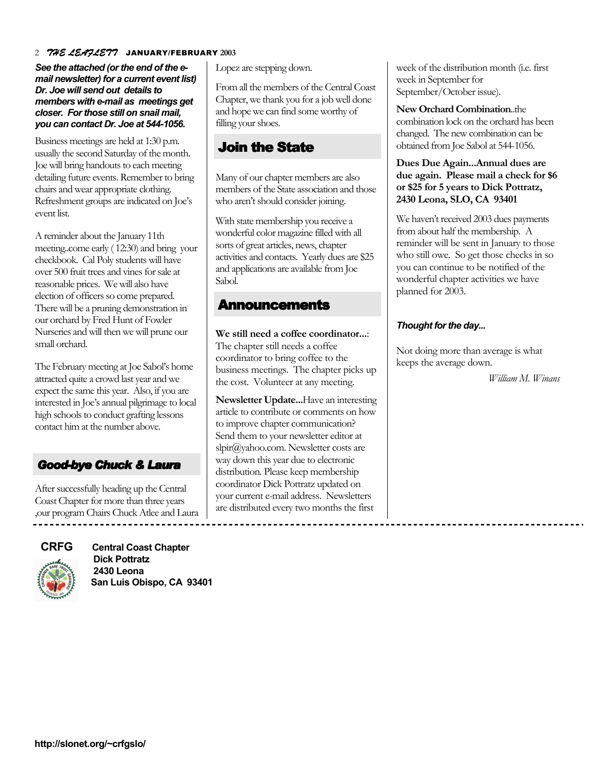***See the attached (or the end of the e-mail newsletter) for a current event list) Dr. Joe will send out details to members with e-mail as meetings get closer. For those still on snail mail, you can contact Dr. Joe at 544-1056.***

Business meetings are held at 1:30 p.m. usually the second Saturday of the month. Joe will bring handouts to each meeting detailing future events. Remember to bring chairs and wear appropriate clothing. Refreshment groups are indicated on Joe's event list.

A reminder about the January 11th meeting..come early ( 12:30) and bring your checkbook. Cal Poly students will have over 500 fruit trees and vines for sale at reasonable prices. We will also have election of officers so come prepared. There will be a pruning demonstration in our orchard by Fred Hunt of Fowler Nurseries and will then we will prune our small orchard.

The February meeting at Joe Sabol's home attracted quite a crowd last year and we expect the same this year. Also, if you are interested in Joe's annual pilgrimage to local high schools to conduct grafting lessons contact him at the number above.

## *Good-bye Chuck & Laura*

After successfully heading up the Central Coast Chapter for more than three years ,our program Chairs Chuck Atlee and Laura Lopez are stepping down.

From all the members of the Central Coast Chapter, we thank you for a job well done and hope we can find some worthy of filling your shoes.

## Join the State

Many of our chapter members are also members of the State association and those who aren't should consider joining.

With state membership you receive a wonderful color magazine filled with all sorts of great articles, news, chapter activities and contacts. Yearly dues are $25 and applications are available from Joe Sabol.

## Announcements

**We still need a coffee coordinator...**: The chapter still needs a coffee coordinator to bring coffee to the business meetings. The chapter picks up the cost. Volunteer at any meeting.

**Newsletter Update...**Have an interesting article to contribute or comments on how to improve chapter communication? Send them to your newsletter editor at slpir@yahoo.com. Newsletter costs are way down this year due to electronic distribution. Please keep membership coordinator Dick Pottratz updated on your current e-mail address. Newsletters are distributed every two months the first week of the distribution month (i.e. first week in September for September/October issue).

**New Orchard Combination**..the combination lock on the orchard has been changed. The new combination can be obtained from Joe Sabol at 544-1056.

**Dues Due Again...Annual dues are due again. Please mail a check for $6 or $25 for 5 years to Dick Pottratz, 2430 Leona, SLO, CA 93401**

We haven't received 2003 dues payments from about half the membership. A reminder will be sent in January to those who still owe. So get those checks in so you can continue to be notified of the wonderful chapter activities we have planned for 2003.

***Thought for the day...***

Not doing more than average is what keeps the average down.

*William M. Winans*

---

**CRFG** **Central Coast Chapter**
**Dick Pottratz**
**2430 Leona**
**San Luis Obispo, CA 93401**

**http://slonet.org/~crfgslo/**